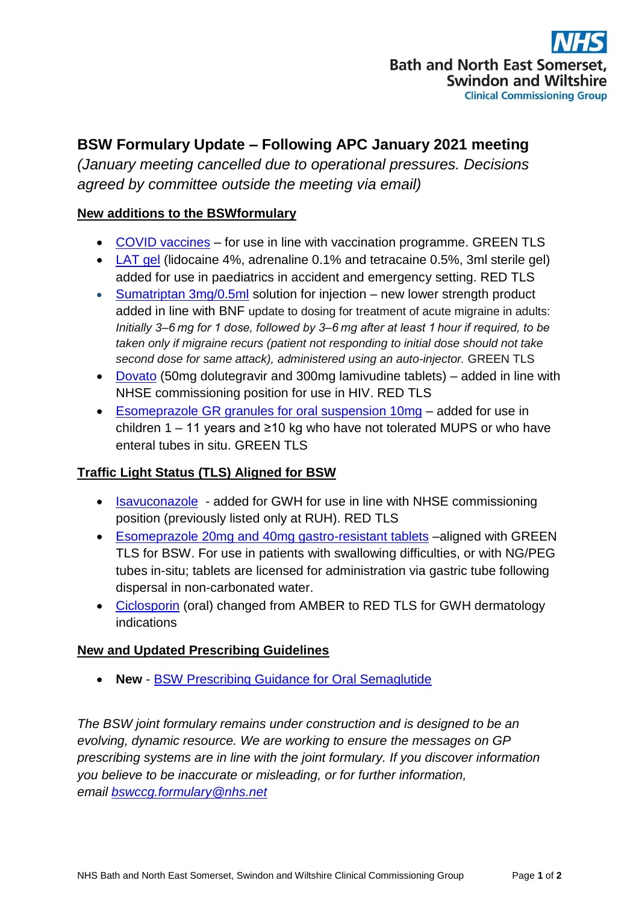Bath and North East Somerset, Swindon and Wiltshire Clinical Commissioning Group

# BSW Formulary Update – Following APC January 2021 meeting

*(January meeting cancelled due to operational pressures. Decisions agreed by committee outside the meeting via email)*

## New additions to the BSWformulary

- COVID vaccines – for use in line with vaccination programme. GREEN TLS
- LAT gel (lidocaine 4%, adrenaline 0.1% and tetracaine 0.5%, 3ml sterile gel) added for use in paediatrics in accident and emergency setting. RED TLS
- Sumatriptan 3mg/0.5ml solution for injection – new lower strength product added in line with BNF update to dosing for treatment of acute migraine in adults: *Initially 3–6 mg for 1 dose, followed by 3–6 mg after at least 1 hour if required, to be taken only if migraine recurs (patient not responding to initial dose should not take second dose for same attack), administered using an auto-injector.* GREEN TLS
- Dovato (50mg dolutegravir and 300mg lamivudine tablets) – added in line with NHSE commissioning position for use in HIV. RED TLS
- Esomeprazole GR granules for oral suspension 10mg – added for use in children 1 – 11 years and ≥10 kg who have not tolerated MUPS or who have enteral tubes in situ. GREEN TLS

## Traffic Light Status (TLS) Aligned for BSW

- Isavuconazole - added for GWH for use in line with NHSE commissioning position (previously listed only at RUH). RED TLS
- Esomeprazole 20mg and 40mg gastro-resistant tablets –aligned with GREEN TLS for BSW. For use in patients with swallowing difficulties, or with NG/PEG tubes in-situ; tablets are licensed for administration via gastric tube following dispersal in non-carbonated water.
- Ciclosporin (oral) changed from AMBER to RED TLS for GWH dermatology indications

## New and Updated Prescribing Guidelines

- **New** - BSW Prescribing Guidance for Oral Semaglutide

*The BSW joint formulary remains under construction and is designed to be an evolving, dynamic resource. We are working to ensure the messages on GP prescribing systems are in line with the joint formulary. If you discover information you believe to be inaccurate or misleading, or for further information, email bswccg.formulary@nhs.net*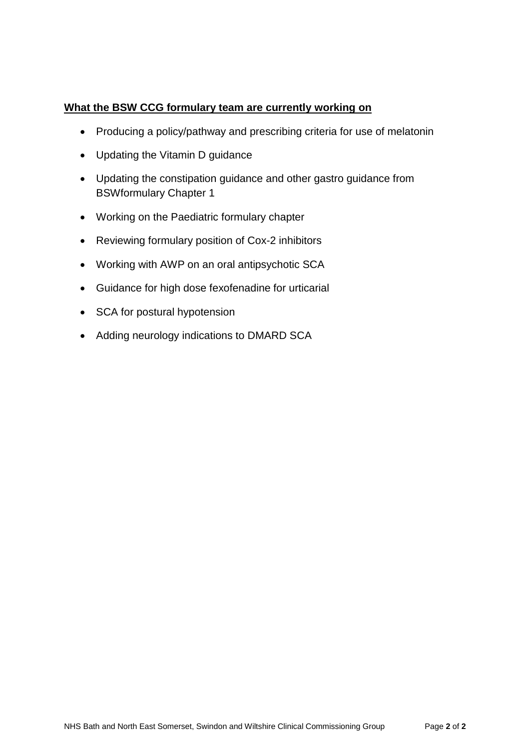**What the BSW CCG formulary team are currently working on**

- Producing a policy/pathway and prescribing criteria for use of melatonin
- Updating the Vitamin D guidance
- Updating the constipation guidance and other gastro guidance from BSWformulary Chapter 1
- Working on the Paediatric formulary chapter
- Reviewing formulary position of Cox-2 inhibitors
- Working with AWP on an oral antipsychotic SCA
- Guidance for high dose fexofenadine for urticarial
- SCA for postural hypotension
- Adding neurology indications to DMARD SCA